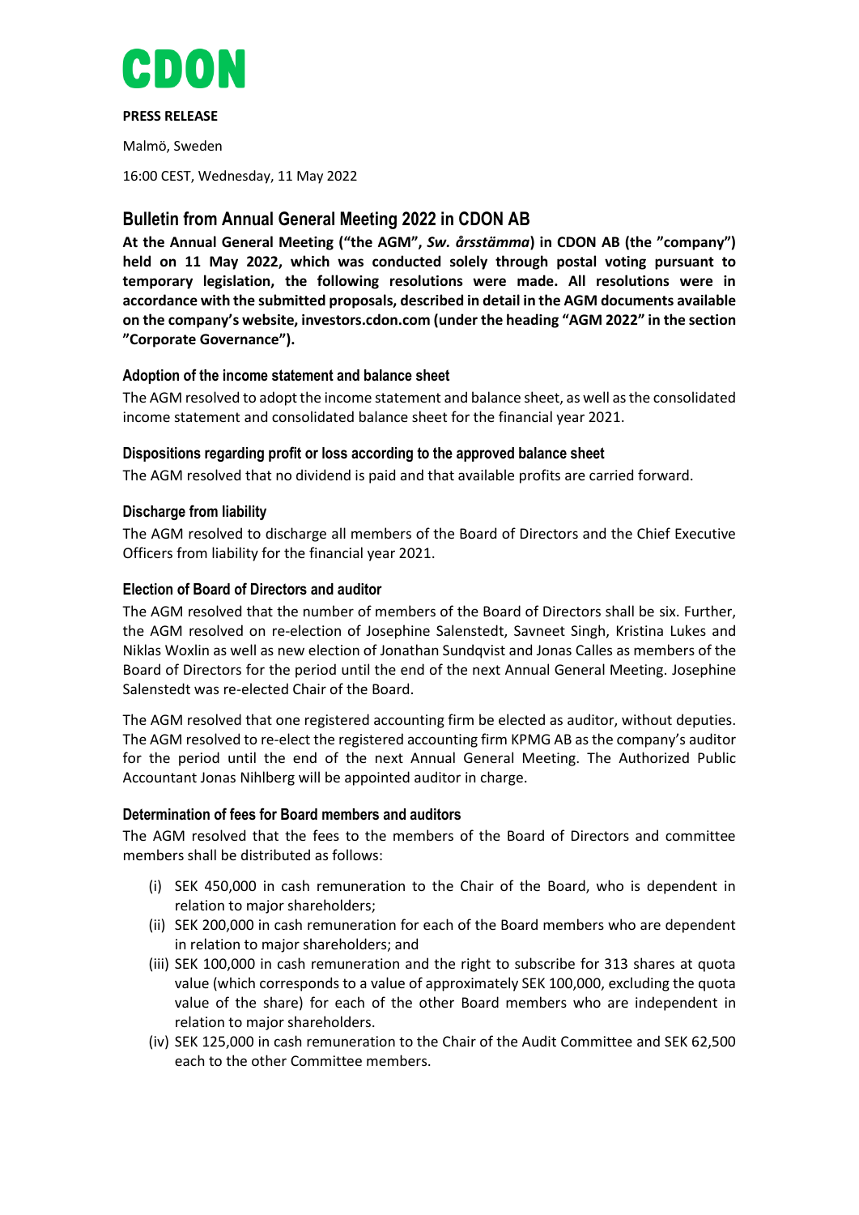CDON

**PRESS RELEASE**

Malmö, Sweden

16:00 CEST, Wednesday, 11 May 2022

## Bulletin from Annual General Meeting 2022 in CDON AB

**At the Annual General Meeting ("the AGM", *Sw. årsstämma*) in CDON AB (the "company") held on 11 May 2022, which was conducted solely through postal voting pursuant to temporary legislation, the following resolutions were made. All resolutions were in accordance with the submitted proposals, described in detail in the AGM documents available on the company's website, investors.cdon.com (under the heading "AGM 2022" in the section "Corporate Governance").**

### Adoption of the income statement and balance sheet

The AGM resolved to adopt the income statement and balance sheet, as well as the consolidated income statement and consolidated balance sheet for the financial year 2021.

### Dispositions regarding profit or loss according to the approved balance sheet

The AGM resolved that no dividend is paid and that available profits are carried forward.

### Discharge from liability

The AGM resolved to discharge all members of the Board of Directors and the Chief Executive Officers from liability for the financial year 2021.

### Election of Board of Directors and auditor

The AGM resolved that the number of members of the Board of Directors shall be six. Further, the AGM resolved on re-election of Josephine Salenstedt, Savneet Singh, Kristina Lukes and Niklas Woxlin as well as new election of Jonathan Sundqvist and Jonas Calles as members of the Board of Directors for the period until the end of the next Annual General Meeting. Josephine Salenstedt was re-elected Chair of the Board.

The AGM resolved that one registered accounting firm be elected as auditor, without deputies. The AGM resolved to re-elect the registered accounting firm KPMG AB as the company's auditor for the period until the end of the next Annual General Meeting. The Authorized Public Accountant Jonas Nihlberg will be appointed auditor in charge.

### Determination of fees for Board members and auditors

The AGM resolved that the fees to the members of the Board of Directors and committee members shall be distributed as follows:

- (i) SEK 450,000 in cash remuneration to the Chair of the Board, who is dependent in relation to major shareholders;
- (ii) SEK 200,000 in cash remuneration for each of the Board members who are dependent in relation to major shareholders; and
- (iii) SEK 100,000 in cash remuneration and the right to subscribe for 313 shares at quota value (which corresponds to a value of approximately SEK 100,000, excluding the quota value of the share) for each of the other Board members who are independent in relation to major shareholders.
- (iv) SEK 125,000 in cash remuneration to the Chair of the Audit Committee and SEK 62,500 each to the other Committee members.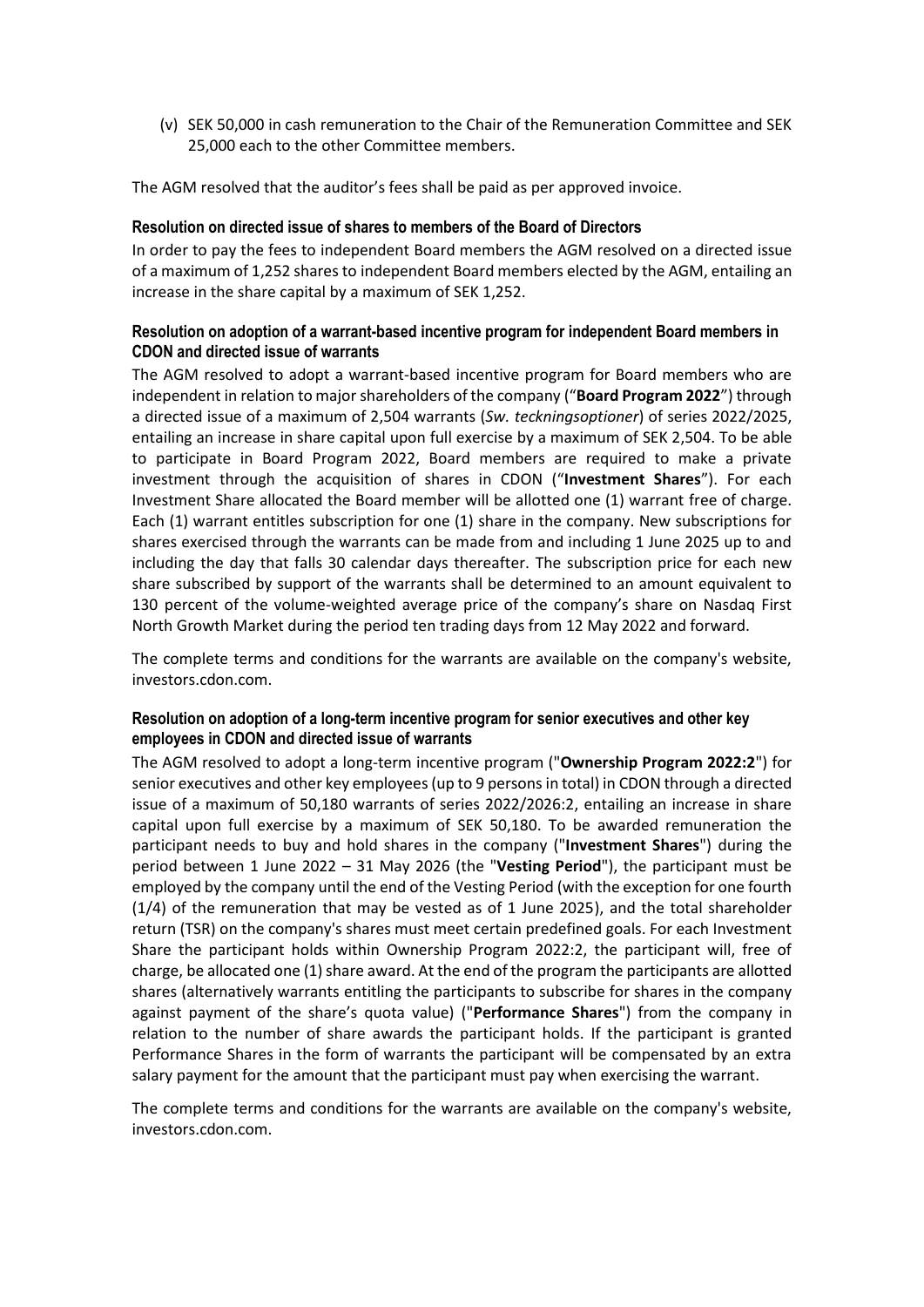(v) SEK 50,000 in cash remuneration to the Chair of the Remuneration Committee and SEK 25,000 each to the other Committee members.

The AGM resolved that the auditor's fees shall be paid as per approved invoice.

**Resolution on directed issue of shares to members of the Board of Directors**

In order to pay the fees to independent Board members the AGM resolved on a directed issue of a maximum of 1,252 shares to independent Board members elected by the AGM, entailing an increase in the share capital by a maximum of SEK 1,252.

**Resolution on adoption of a warrant-based incentive program for independent Board members in CDON and directed issue of warrants**

The AGM resolved to adopt a warrant-based incentive program for Board members who are independent in relation to major shareholders of the company ("**Board Program 2022**") through a directed issue of a maximum of 2,504 warrants (*Sw. teckningsoptioner*) of series 2022/2025, entailing an increase in share capital upon full exercise by a maximum of SEK 2,504. To be able to participate in Board Program 2022, Board members are required to make a private investment through the acquisition of shares in CDON ("**Investment Shares**"). For each Investment Share allocated the Board member will be allotted one (1) warrant free of charge. Each (1) warrant entitles subscription for one (1) share in the company. New subscriptions for shares exercised through the warrants can be made from and including 1 June 2025 up to and including the day that falls 30 calendar days thereafter. The subscription price for each new share subscribed by support of the warrants shall be determined to an amount equivalent to 130 percent of the volume-weighted average price of the company's share on Nasdaq First North Growth Market during the period ten trading days from 12 May 2022 and forward.

The complete terms and conditions for the warrants are available on the company's website, investors.cdon.com.

**Resolution on adoption of a long-term incentive program for senior executives and other key employees in CDON and directed issue of warrants**

The AGM resolved to adopt a long-term incentive program ("**Ownership Program 2022:2**") for senior executives and other key employees (up to 9 persons in total) in CDON through a directed issue of a maximum of 50,180 warrants of series 2022/2026:2, entailing an increase in share capital upon full exercise by a maximum of SEK 50,180. To be awarded remuneration the participant needs to buy and hold shares in the company ("**Investment Shares**") during the period between 1 June 2022 – 31 May 2026 (the "**Vesting Period**"), the participant must be employed by the company until the end of the Vesting Period (with the exception for one fourth (1/4) of the remuneration that may be vested as of 1 June 2025), and the total shareholder return (TSR) on the company's shares must meet certain predefined goals. For each Investment Share the participant holds within Ownership Program 2022:2, the participant will, free of charge, be allocated one (1) share award. At the end of the program the participants are allotted shares (alternatively warrants entitling the participants to subscribe for shares in the company against payment of the share's quota value) ("**Performance Shares**") from the company in relation to the number of share awards the participant holds. If the participant is granted Performance Shares in the form of warrants the participant will be compensated by an extra salary payment for the amount that the participant must pay when exercising the warrant.

The complete terms and conditions for the warrants are available on the company's website, investors.cdon.com.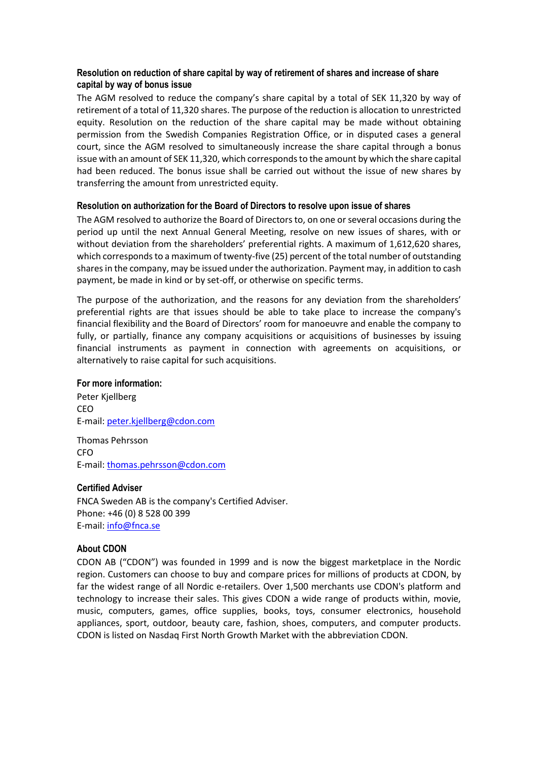### Resolution on reduction of share capital by way of retirement of shares and increase of share capital by way of bonus issue

The AGM resolved to reduce the company's share capital by a total of SEK 11,320 by way of retirement of a total of 11,320 shares. The purpose of the reduction is allocation to unrestricted equity. Resolution on the reduction of the share capital may be made without obtaining permission from the Swedish Companies Registration Office, or in disputed cases a general court, since the AGM resolved to simultaneously increase the share capital through a bonus issue with an amount of SEK 11,320, which corresponds to the amount by which the share capital had been reduced. The bonus issue shall be carried out without the issue of new shares by transferring the amount from unrestricted equity.

### Resolution on authorization for the Board of Directors to resolve upon issue of shares

The AGM resolved to authorize the Board of Directors to, on one or several occasions during the period up until the next Annual General Meeting, resolve on new issues of shares, with or without deviation from the shareholders' preferential rights. A maximum of 1,612,620 shares, which corresponds to a maximum of twenty-five (25) percent of the total number of outstanding shares in the company, may be issued under the authorization. Payment may, in addition to cash payment, be made in kind or by set-off, or otherwise on specific terms.

The purpose of the authorization, and the reasons for any deviation from the shareholders' preferential rights are that issues should be able to take place to increase the company's financial flexibility and the Board of Directors' room for manoeuvre and enable the company to fully, or partially, finance any company acquisitions or acquisitions of businesses by issuing financial instruments as payment in connection with agreements on acquisitions, or alternatively to raise capital for such acquisitions.

### For more information:

Peter Kjellberg
CEO
E-mail: peter.kjellberg@cdon.com

Thomas Pehrsson
CFO
E-mail: thomas.pehrsson@cdon.com

### Certified Adviser

FNCA Sweden AB is the company's Certified Adviser.
Phone: +46 (0) 8 528 00 399
E-mail: info@fnca.se

### About CDON

CDON AB ("CDON") was founded in 1999 and is now the biggest marketplace in the Nordic region. Customers can choose to buy and compare prices for millions of products at CDON, by far the widest range of all Nordic e-retailers. Over 1,500 merchants use CDON's platform and technology to increase their sales. This gives CDON a wide range of products within, movie, music, computers, games, office supplies, books, toys, consumer electronics, household appliances, sport, outdoor, beauty care, fashion, shoes, computers, and computer products. CDON is listed on Nasdaq First North Growth Market with the abbreviation CDON.